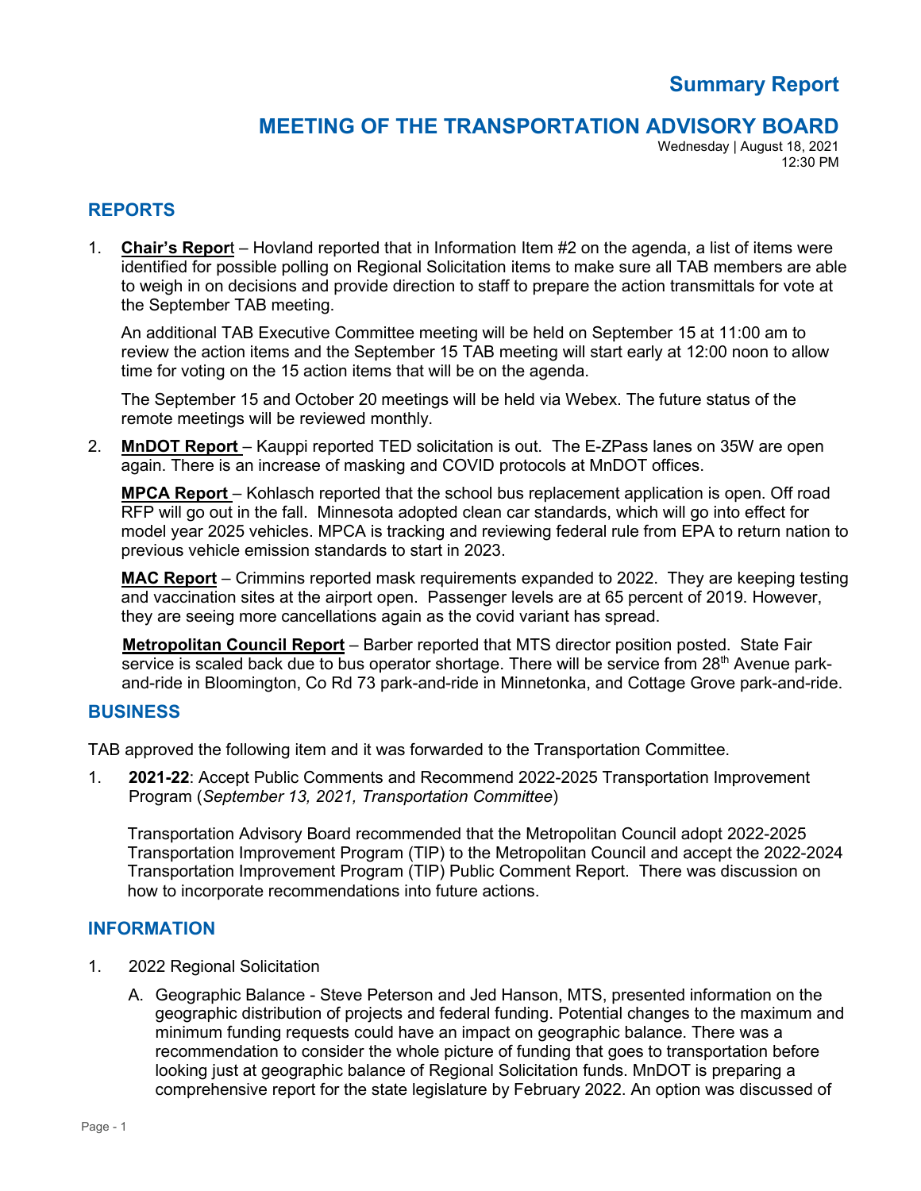# Summary Report

# MEETING OF THE TRANSPORTATION ADVISORY BOARD

Wednesday | August 18, 2021
12:30 PM

## REPORTS

1. **Chair's Report** – Hovland reported that in Information Item #2 on the agenda, a list of items were identified for possible polling on Regional Solicitation items to make sure all TAB members are able to weigh in on decisions and provide direction to staff to prepare the action transmittals for vote at the September TAB meeting.

   An additional TAB Executive Committee meeting will be held on September 15 at 11:00 am to review the action items and the September 15 TAB meeting will start early at 12:00 noon to allow time for voting on the 15 action items that will be on the agenda.

   The September 15 and October 20 meetings will be held via Webex. The future status of the remote meetings will be reviewed monthly.

2. **MnDOT Report** – Kauppi reported TED solicitation is out. The E-ZPass lanes on 35W are open again. There is an increase of masking and COVID protocols at MnDOT offices.

   **MPCA Report** – Kohlasch reported that the school bus replacement application is open. Off road RFP will go out in the fall. Minnesota adopted clean car standards, which will go into effect for model year 2025 vehicles. MPCA is tracking and reviewing federal rule from EPA to return nation to previous vehicle emission standards to start in 2023.

   **MAC Report** – Crimmins reported mask requirements expanded to 2022. They are keeping testing and vaccination sites at the airport open. Passenger levels are at 65 percent of 2019. However, they are seeing more cancellations again as the covid variant has spread.

   **Metropolitan Council Report** – Barber reported that MTS director position posted. State Fair service is scaled back due to bus operator shortage. There will be service from 28th Avenue park-and-ride in Bloomington, Co Rd 73 park-and-ride in Minnetonka, and Cottage Grove park-and-ride.

## BUSINESS

TAB approved the following item and it was forwarded to the Transportation Committee.

1. **2021-22**: Accept Public Comments and Recommend 2022-2025 Transportation Improvement Program (*September 13, 2021, Transportation Committee*)

   Transportation Advisory Board recommended that the Metropolitan Council adopt 2022-2025 Transportation Improvement Program (TIP) to the Metropolitan Council and accept the 2022-2024 Transportation Improvement Program (TIP) Public Comment Report. There was discussion on how to incorporate recommendations into future actions.

## INFORMATION

1. 2022 Regional Solicitation

   A. Geographic Balance - Steve Peterson and Jed Hanson, MTS, presented information on the geographic distribution of projects and federal funding. Potential changes to the maximum and minimum funding requests could have an impact on geographic balance. There was a recommendation to consider the whole picture of funding that goes to transportation before looking just at geographic balance of Regional Solicitation funds. MnDOT is preparing a comprehensive report for the state legislature by February 2022. An option was discussed of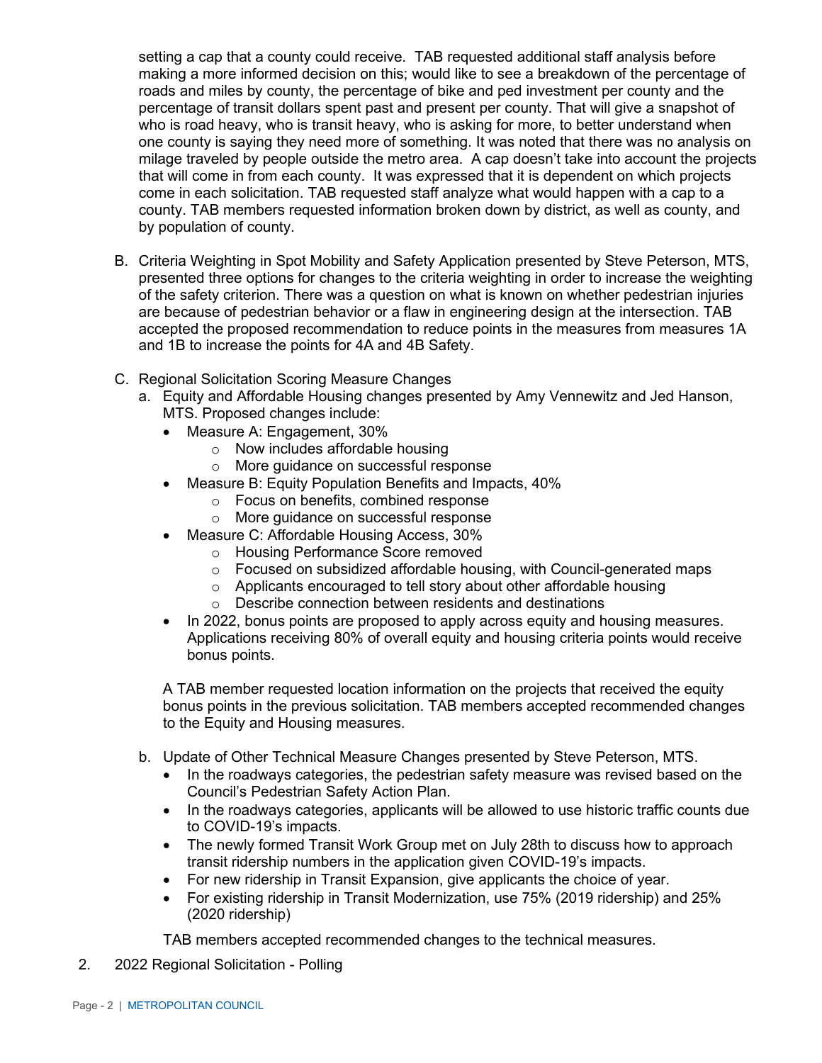setting a cap that a county could receive. TAB requested additional staff analysis before making a more informed decision on this; would like to see a breakdown of the percentage of roads and miles by county, the percentage of bike and ped investment per county and the percentage of transit dollars spent past and present per county. That will give a snapshot of who is road heavy, who is transit heavy, who is asking for more, to better understand when one county is saying they need more of something. It was noted that there was no analysis on milage traveled by people outside the metro area. A cap doesn't take into account the projects that will come in from each county. It was expressed that it is dependent on which projects come in each solicitation. TAB requested staff analyze what would happen with a cap to a county. TAB members requested information broken down by district, as well as county, and by population of county.

B. Criteria Weighting in Spot Mobility and Safety Application presented by Steve Peterson, MTS, presented three options for changes to the criteria weighting in order to increase the weighting of the safety criterion. There was a question on what is known on whether pedestrian injuries are because of pedestrian behavior or a flaw in engineering design at the intersection. TAB accepted the proposed recommendation to reduce points in the measures from measures 1A and 1B to increase the points for 4A and 4B Safety.

C. Regional Solicitation Scoring Measure Changes
   a. Equity and Affordable Housing changes presented by Amy Vennewitz and Jed Hanson, MTS. Proposed changes include:
      - Measure A: Engagement, 30%
        - Now includes affordable housing
        - More guidance on successful response
      - Measure B: Equity Population Benefits and Impacts, 40%
        - Focus on benefits, combined response
        - More guidance on successful response
      - Measure C: Affordable Housing Access, 30%
        - Housing Performance Score removed
        - Focused on subsidized affordable housing, with Council-generated maps
        - Applicants encouraged to tell story about other affordable housing
        - Describe connection between residents and destinations
      - In 2022, bonus points are proposed to apply across equity and housing measures. Applications receiving 80% of overall equity and housing criteria points would receive bonus points.

      A TAB member requested location information on the projects that received the equity bonus points in the previous solicitation. TAB members accepted recommended changes to the Equity and Housing measures.

   b. Update of Other Technical Measure Changes presented by Steve Peterson, MTS.
      - In the roadways categories, the pedestrian safety measure was revised based on the Council's Pedestrian Safety Action Plan.
      - In the roadways categories, applicants will be allowed to use historic traffic counts due to COVID-19's impacts.
      - The newly formed Transit Work Group met on July 28th to discuss how to approach transit ridership numbers in the application given COVID-19's impacts.
      - For new ridership in Transit Expansion, give applicants the choice of year.
      - For existing ridership in Transit Modernization, use 75% (2019 ridership) and 25% (2020 ridership)

      TAB members accepted recommended changes to the technical measures.

2. 2022 Regional Solicitation - Polling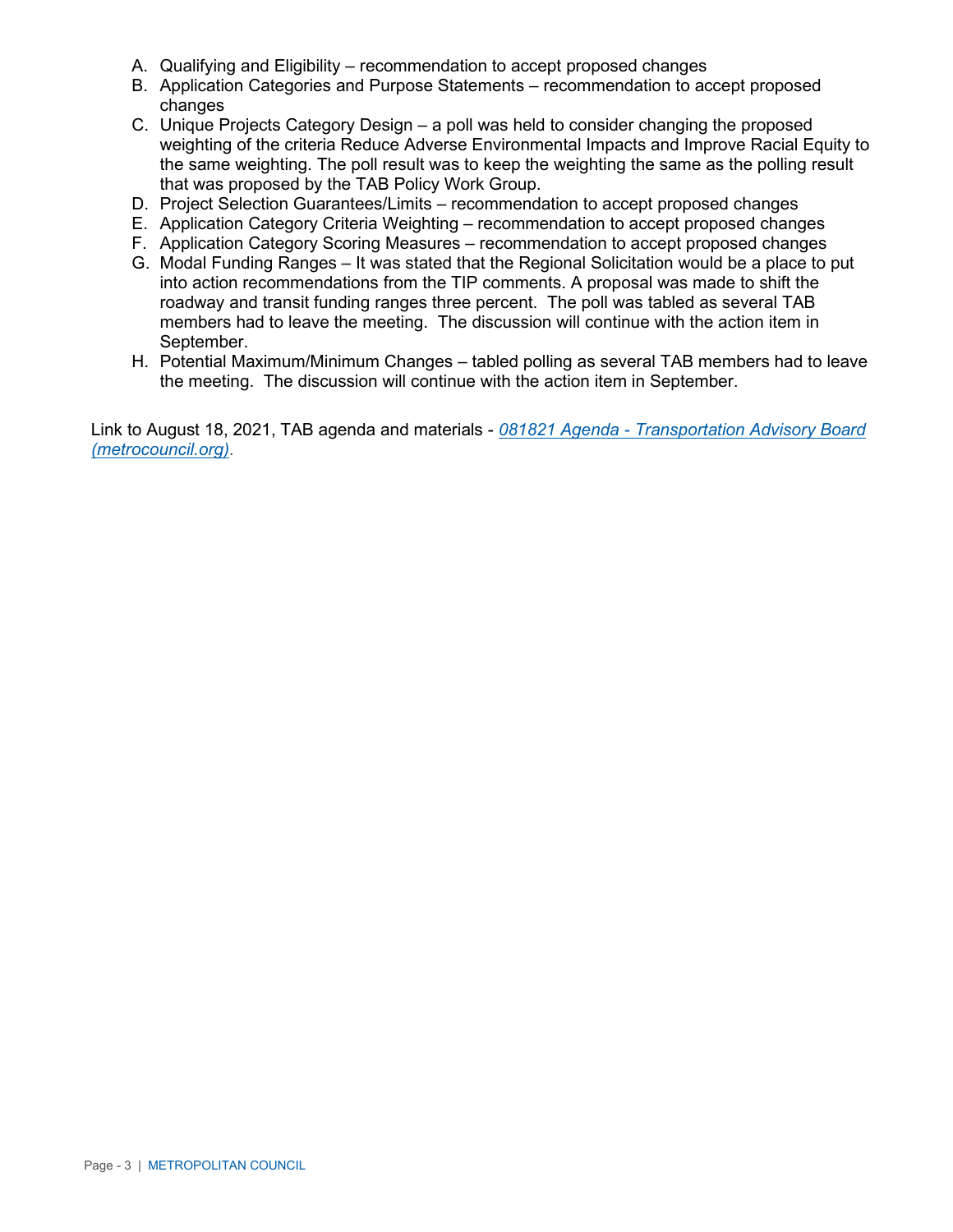A. Qualifying and Eligibility – recommendation to accept proposed changes
B. Application Categories and Purpose Statements – recommendation to accept proposed changes
C. Unique Projects Category Design – a poll was held to consider changing the proposed weighting of the criteria Reduce Adverse Environmental Impacts and Improve Racial Equity to the same weighting. The poll result was to keep the weighting the same as the polling result that was proposed by the TAB Policy Work Group.
D. Project Selection Guarantees/Limits – recommendation to accept proposed changes
E. Application Category Criteria Weighting – recommendation to accept proposed changes
F. Application Category Scoring Measures – recommendation to accept proposed changes
G. Modal Funding Ranges – It was stated that the Regional Solicitation would be a place to put into action recommendations from the TIP comments. A proposal was made to shift the roadway and transit funding ranges three percent. The poll was tabled as several TAB members had to leave the meeting. The discussion will continue with the action item in September.
H. Potential Maximum/Minimum Changes – tabled polling as several TAB members had to leave the meeting. The discussion will continue with the action item in September.

Link to August 18, 2021, TAB agenda and materials - *081821 Agenda - Transportation Advisory Board (metrocouncil.org)*.